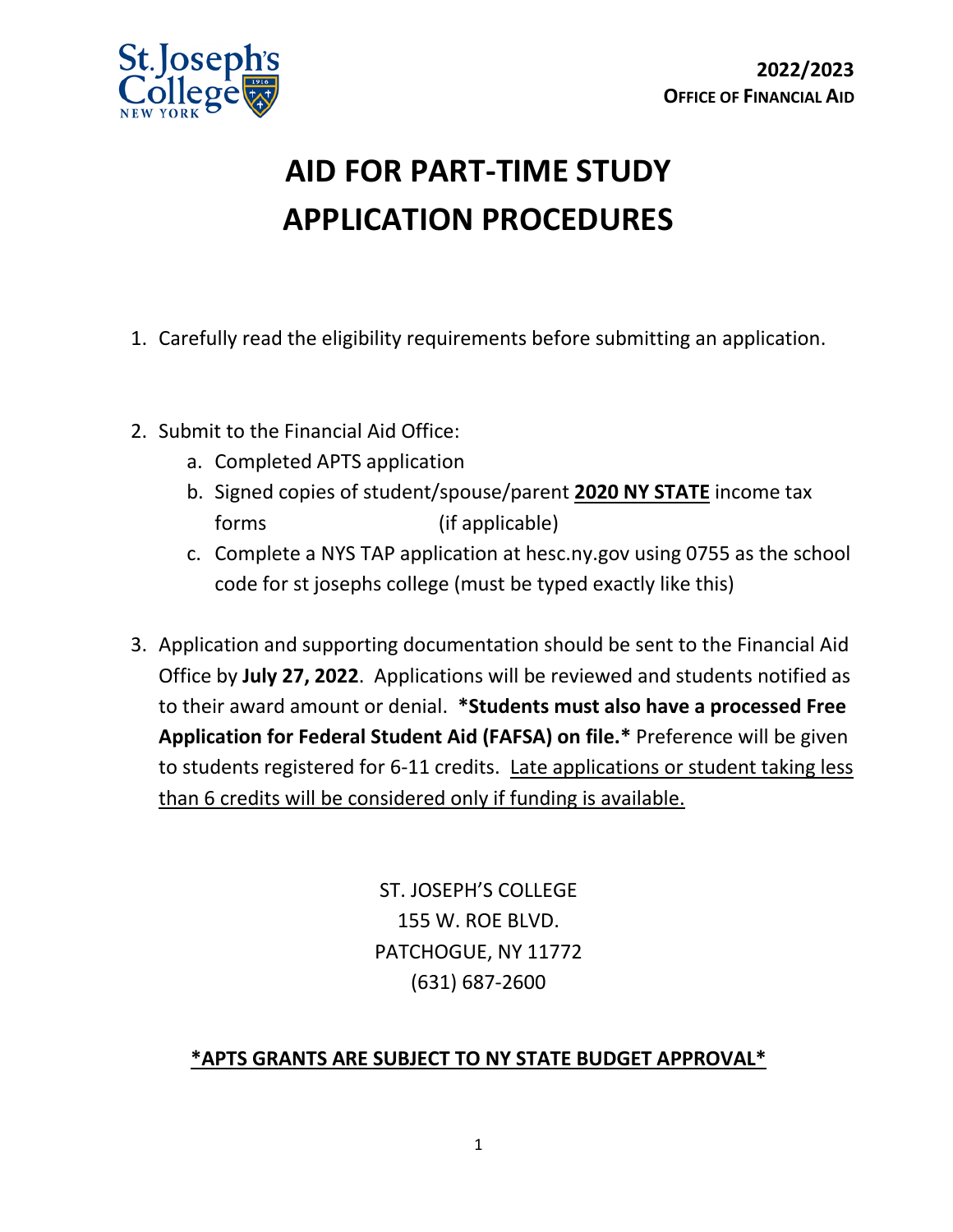St. Joseph's College NEW YORK

**2022/2023**
**OFFICE OF FINANCIAL AID**

# AID FOR PART-TIME STUDY APPLICATION PROCEDURES

1. Carefully read the eligibility requirements before submitting an application.

2. Submit to the Financial Aid Office:
   a. Completed APTS application
   b. Signed copies of student/spouse/parent **2020 NY STATE** income tax forms (if applicable)
   c. Complete a NYS TAP application at hesc.ny.gov using 0755 as the school code for st josephs college (must be typed exactly like this)

3. Application and supporting documentation should be sent to the Financial Aid Office by **July 27, 2022**. Applications will be reviewed and students notified as to their award amount or denial. ***Students must also have a processed Free Application for Federal Student Aid (FAFSA) on file.*** Preference will be given to students registered for 6-11 credits. Late applications or student taking less than 6 credits will be considered only if funding is available.

ST. JOSEPH'S COLLEGE
155 W. ROE BLVD.
PATCHOGUE, NY 11772
(631) 687-2600

**\*APTS GRANTS ARE SUBJECT TO NY STATE BUDGET APPROVAL\***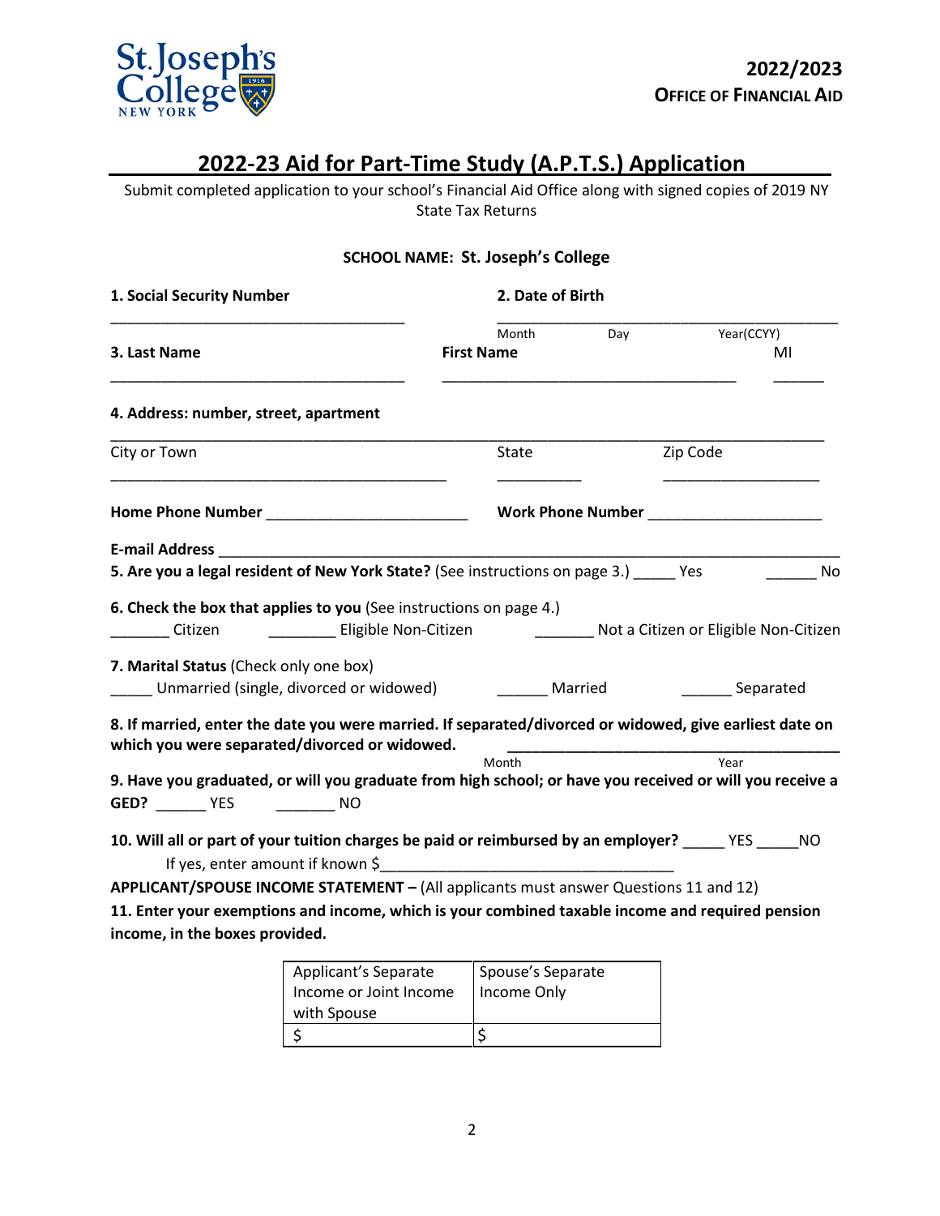**2022/2023**
**OFFICE OF FINANCIAL AID**

# 2022-23 Aid for Part-Time Study (A.P.T.S.) Application

Submit completed application to your school's Financial Aid Office along with signed copies of 2019 NY State Tax Returns

**SCHOOL NAME: St. Joseph's College**

**1. Social Security Number** ___________________________________

**2. Date of Birth** ___________________________________
Month Day Year(CCYY)

**3. Last Name** ___________________________________ **First Name** ___________________________________ MI ______

**4. Address: number, street, apartment**
___________________________________________________________________________

City or Town ___________________________________ State __________ Zip Code ___________________

**Home Phone Number** ________________________ **Work Phone Number** ____________________

**E-mail Address** ___________________________________________________________________________

**5. Are you a legal resident of New York State?** (See instructions on page 3.) _____ Yes ______ No

**6. Check the box that applies to you** (See instructions on page 4.)
_______ Citizen ________ Eligible Non-Citizen _______ Not a Citizen or Eligible Non-Citizen

**7. Marital Status** (Check only one box)
_____ Unmarried (single, divorced or widowed) ______ Married ______ Separated

**8. If married, enter the date you were married. If separated/divorced or widowed, give earliest date on which you were separated/divorced or widowed.** ___________________________________
Month Year

**9. Have you graduated, or will you graduate from high school; or have you received or will you receive a GED?** ______ YES _______ NO

**10. Will all or part of your tuition charges be paid or reimbursed by an employer?** _____ YES _____NO
If yes, enter amount if known $___________________________________

**APPLICANT/SPOUSE INCOME STATEMENT –** (All applicants must answer Questions 11 and 12)

**11. Enter your exemptions and income, which is your combined taxable income and required pension income, in the boxes provided.**

| Applicant's Separate Income or Joint Income with Spouse | Spouse's Separate Income Only |
|---|---|
| $ | $ |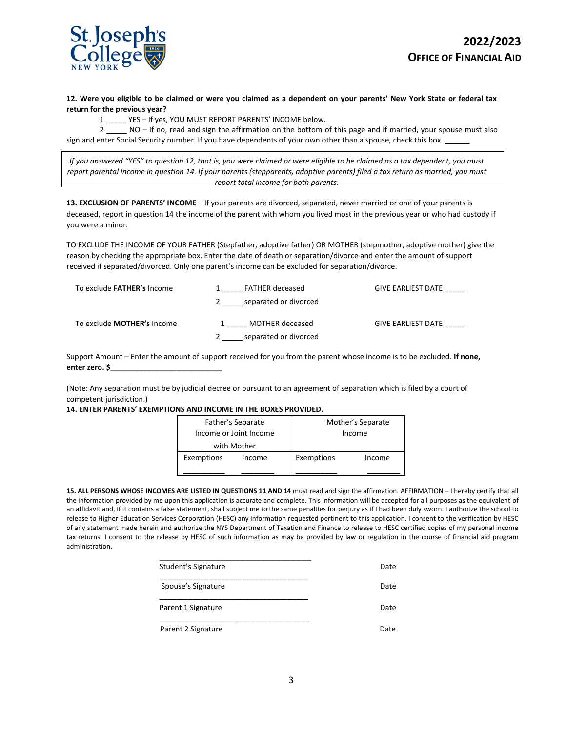St. Joseph's College NEW YORK

## 2022/2023
## OFFICE OF FINANCIAL AID

**12. Were you eligible to be claimed or were you claimed as a dependent on your parents' New York State or federal tax return for the previous year?**

1 _____ YES – If yes, YOU MUST REPORT PARENTS' INCOME below.

2 _____ NO – If no, read and sign the affirmation on the bottom of this page and if married, your spouse must also sign and enter Social Security number. If you have dependents of your own other than a spouse, check this box. ______

*If you answered "YES" to question 12, that is, you were claimed or were eligible to be claimed as a tax dependent, you must report parental income in question 14. If your parents (stepparents, adoptive parents) filed a tax return as married, you must report total income for both parents.*

**13. EXCLUSION OF PARENTS' INCOME** – If your parents are divorced, separated, never married or one of your parents is deceased, report in question 14 the income of the parent with whom you lived most in the previous year or who had custody if you were a minor.

TO EXCLUDE THE INCOME OF YOUR FATHER (Stepfather, adoptive father) OR MOTHER (stepmother, adoptive mother) give the reason by checking the appropriate box. Enter the date of death or separation/divorce and enter the amount of support received if separated/divorced. Only one parent's income can be excluded for separation/divorce.

To exclude **FATHER's** Income  1 _____ FATHER deceased  GIVE EARLIEST DATE _____
2 _____ separated or divorced

To exclude **MOTHER's** Income  1 _____ MOTHER deceased  GIVE EARLIEST DATE _____
2 _____ separated or divorced

Support Amount – Enter the amount of support received for you from the parent whose income is to be excluded. **If none, enter zero. $___________________________**

(Note: Any separation must be by judicial decree or pursuant to an agreement of separation which is filed by a court of competent jurisdiction.)

**14. ENTER PARENTS' EXEMPTIONS AND INCOME IN THE BOXES PROVIDED.**

| Father's Separate Income or Joint Income with Mother | | Mother's Separate Income | |
|---|---|---|---|
| Exemptions | Income | Exemptions | Income |
| __________ | ________ | __________ | ________ |

**15. ALL PERSONS WHOSE INCOMES ARE LISTED IN QUESTIONS 11 AND 14** must read and sign the affirmation. AFFIRMATION – I hereby certify that all the information provided by me upon this application is accurate and complete. This information will be accepted for all purposes as the equivalent of an affidavit and, if it contains a false statement, shall subject me to the same penalties for perjury as if I had been duly sworn. I authorize the school to release to Higher Education Services Corporation (HESC) any information requested pertinent to this application. I consent to the verification by HESC of any statement made herein and authorize the NYS Department of Taxation and Finance to release to HESC certified copies of my personal income tax returns. I consent to the release by HESC of such information as may be provided by law or regulation in the course of financial aid program administration.

_____________________________________
Student's Signature  Date

_____________________________________
Spouse's Signature  Date

_____________________________________
Parent 1 Signature  Date

_____________________________________
Parent 2 Signature  Date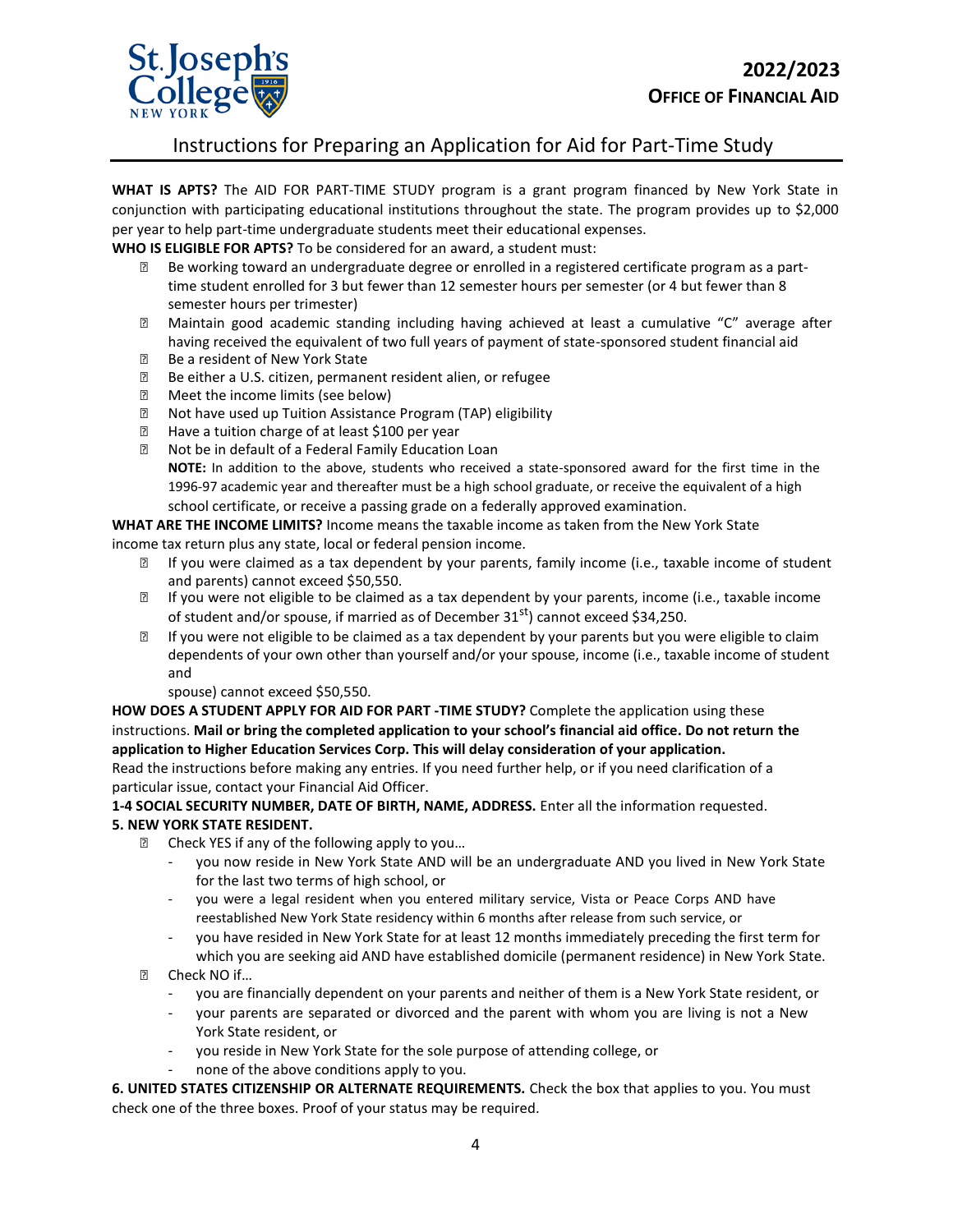## 2022/2023

**OFFICE OF FINANCIAL AID**

# Instructions for Preparing an Application for Aid for Part-Time Study

**WHAT IS APTS?** The AID FOR PART-TIME STUDY program is a grant program financed by New York State in conjunction with participating educational institutions throughout the state. The program provides up to $2,000 per year to help part-time undergraduate students meet their educational expenses.

**WHO IS ELIGIBLE FOR APTS?** To be considered for an award, a student must:

- Be working toward an undergraduate degree or enrolled in a registered certificate program as a part-time student enrolled for 3 but fewer than 12 semester hours per semester (or 4 but fewer than 8 semester hours per trimester)
- Maintain good academic standing including having achieved at least a cumulative "C" average after having received the equivalent of two full years of payment of state-sponsored student financial aid
- Be a resident of New York State
- Be either a U.S. citizen, permanent resident alien, or refugee
- Meet the income limits (see below)
- Not have used up Tuition Assistance Program (TAP) eligibility
- Have a tuition charge of at least $100 per year
- Not be in default of a Federal Family Education Loan

  **NOTE:** In addition to the above, students who received a state-sponsored award for the first time in the 1996-97 academic year and thereafter must be a high school graduate, or receive the equivalent of a high school certificate, or receive a passing grade on a federally approved examination.

**WHAT ARE THE INCOME LIMITS?** Income means the taxable income as taken from the New York State income tax return plus any state, local or federal pension income.

- If you were claimed as a tax dependent by your parents, family income (i.e., taxable income of student and parents) cannot exceed $50,550.
- If you were not eligible to be claimed as a tax dependent by your parents, income (i.e., taxable income of student and/or spouse, if married as of December 31st) cannot exceed $34,250.
- If you were not eligible to be claimed as a tax dependent by your parents but you were eligible to claim dependents of your own other than yourself and/or your spouse, income (i.e., taxable income of student and spouse) cannot exceed $50,550.

**HOW DOES A STUDENT APPLY FOR AID FOR PART -TIME STUDY?** Complete the application using these instructions. **Mail or bring the completed application to your school's financial aid office. Do not return the application to Higher Education Services Corp. This will delay consideration of your application.**

Read the instructions before making any entries. If you need further help, or if you need clarification of a particular issue, contact your Financial Aid Officer.

**1-4 SOCIAL SECURITY NUMBER, DATE OF BIRTH, NAME, ADDRESS.** Enter all the information requested.

**5. NEW YORK STATE RESIDENT.**

- Check YES if any of the following apply to you…
  - you now reside in New York State AND will be an undergraduate AND you lived in New York State for the last two terms of high school, or
  - you were a legal resident when you entered military service, Vista or Peace Corps AND have reestablished New York State residency within 6 months after release from such service, or
  - you have resided in New York State for at least 12 months immediately preceding the first term for which you are seeking aid AND have established domicile (permanent residence) in New York State.
- Check NO if…
  - you are financially dependent on your parents and neither of them is a New York State resident, or
  - your parents are separated or divorced and the parent with whom you are living is not a New York State resident, or
  - you reside in New York State for the sole purpose of attending college, or
  - none of the above conditions apply to you.

**6. UNITED STATES CITIZENSHIP OR ALTERNATE REQUIREMENTS.** Check the box that applies to you. You must check one of the three boxes. Proof of your status may be required.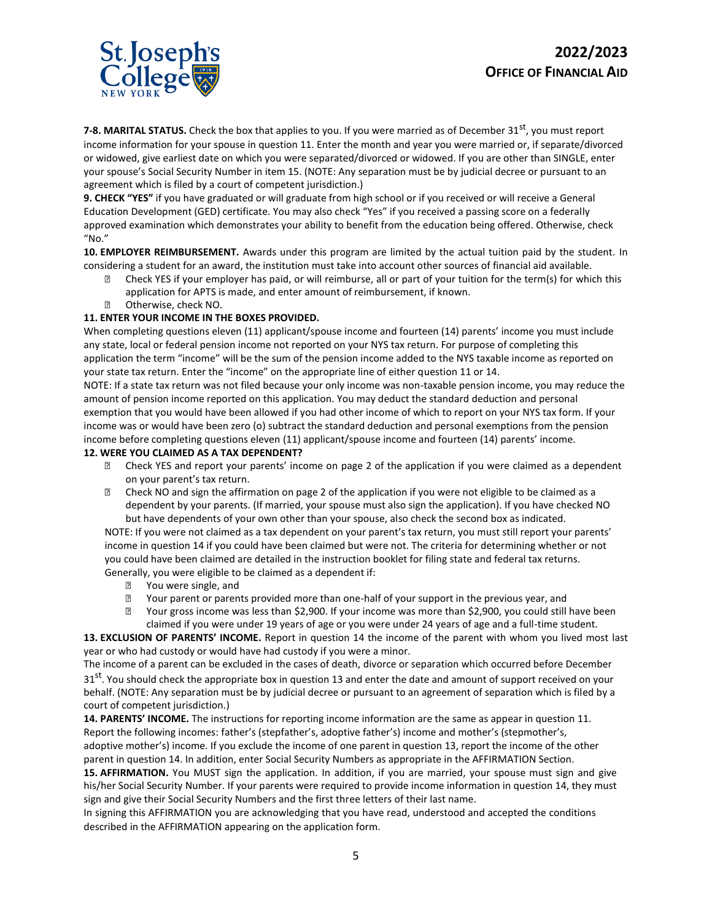**7-8. MARITAL STATUS.** Check the box that applies to you. If you were married as of December 31st, you must report income information for your spouse in question 11. Enter the month and year you were married or, if separate/divorced or widowed, give earliest date on which you were separated/divorced or widowed. If you are other than SINGLE, enter your spouse's Social Security Number in item 15. (NOTE: Any separation must be by judicial decree or pursuant to an agreement which is filed by a court of competent jurisdiction.)

**9. CHECK "YES"** if you have graduated or will graduate from high school or if you received or will receive a General Education Development (GED) certificate. You may also check "Yes" if you received a passing score on a federally approved examination which demonstrates your ability to benefit from the education being offered. Otherwise, check "No."

**10. EMPLOYER REIMBURSEMENT.** Awards under this program are limited by the actual tuition paid by the student. In considering a student for an award, the institution must take into account other sources of financial aid available.

- Check YES if your employer has paid, or will reimburse, all or part of your tuition for the term(s) for which this application for APTS is made, and enter amount of reimbursement, if known.
- Otherwise, check NO.

**11. ENTER YOUR INCOME IN THE BOXES PROVIDED.**

When completing questions eleven (11) applicant/spouse income and fourteen (14) parents' income you must include any state, local or federal pension income not reported on your NYS tax return. For purpose of completing this application the term "income" will be the sum of the pension income added to the NYS taxable income as reported on your state tax return. Enter the "income" on the appropriate line of either question 11 or 14.

NOTE: If a state tax return was not filed because your only income was non-taxable pension income, you may reduce the amount of pension income reported on this application. You may deduct the standard deduction and personal exemption that you would have been allowed if you had other income of which to report on your NYS tax form. If your income was or would have been zero (o) subtract the standard deduction and personal exemptions from the pension income before completing questions eleven (11) applicant/spouse income and fourteen (14) parents' income.

**12. WERE YOU CLAIMED AS A TAX DEPENDENT?**

- Check YES and report your parents' income on page 2 of the application if you were claimed as a dependent on your parent's tax return.
- Check NO and sign the affirmation on page 2 of the application if you were not eligible to be claimed as a dependent by your parents. (If married, your spouse must also sign the application). If you have checked NO but have dependents of your own other than your spouse, also check the second box as indicated.

NOTE: If you were not claimed as a tax dependent on your parent's tax return, you must still report your parents' income in question 14 if you could have been claimed but were not. The criteria for determining whether or not you could have been claimed are detailed in the instruction booklet for filing state and federal tax returns. Generally, you were eligible to be claimed as a dependent if:

- You were single, and
- Your parent or parents provided more than one-half of your support in the previous year, and
- Your gross income was less than $2,900. If your income was more than $2,900, you could still have been claimed if you were under 19 years of age or you were under 24 years of age and a full-time student.

**13. EXCLUSION OF PARENTS' INCOME.** Report in question 14 the income of the parent with whom you lived most last year or who had custody or would have had custody if you were a minor.

The income of a parent can be excluded in the cases of death, divorce or separation which occurred before December 31st. You should check the appropriate box in question 13 and enter the date and amount of support received on your behalf. (NOTE: Any separation must be by judicial decree or pursuant to an agreement of separation which is filed by a court of competent jurisdiction.)

**14. PARENTS' INCOME.** The instructions for reporting income information are the same as appear in question 11. Report the following incomes: father's (stepfather's, adoptive father's) income and mother's (stepmother's, adoptive mother's) income. If you exclude the income of one parent in question 13, report the income of the other parent in question 14. In addition, enter Social Security Numbers as appropriate in the AFFIRMATION Section.

**15. AFFIRMATION.** You MUST sign the application. In addition, if you are married, your spouse must sign and give his/her Social Security Number. If your parents were required to provide income information in question 14, they must sign and give their Social Security Numbers and the first three letters of their last name.

In signing this AFFIRMATION you are acknowledging that you have read, understood and accepted the conditions described in the AFFIRMATION appearing on the application form.